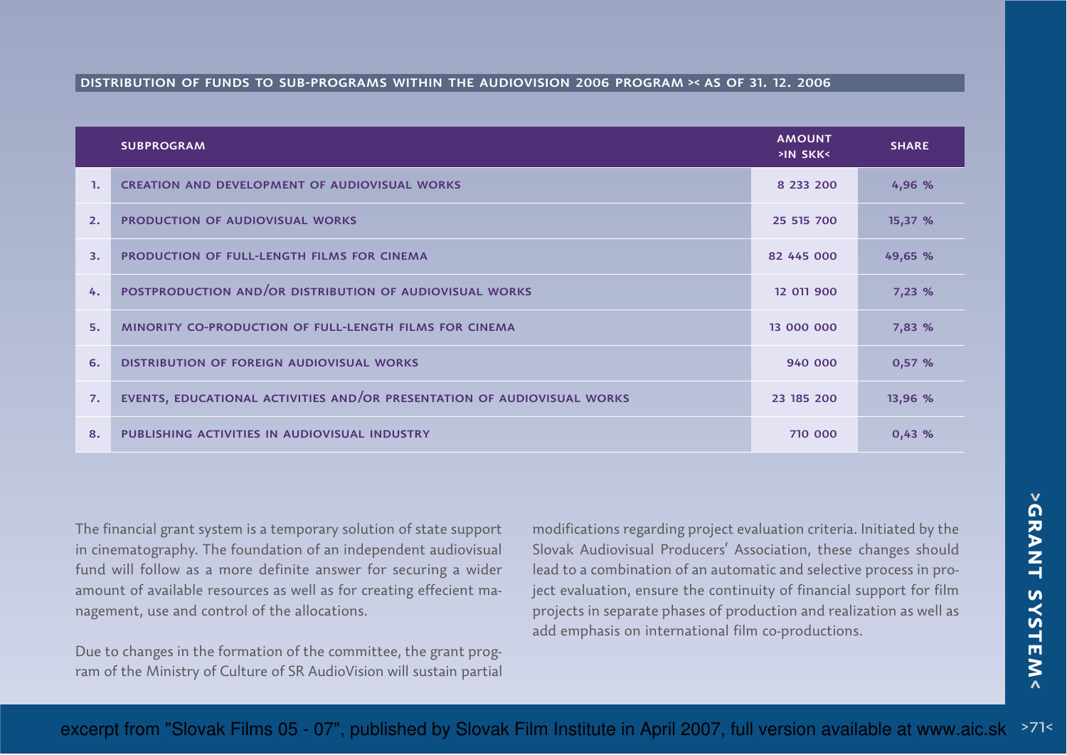## DISTRIBUTION OF FUNDS TO SUB-PROGRAMS WITHIN THE AUDIOVISION 2006 PROGRAM >< AS OF 31. 12. 2006

| | SUBPROGRAM | AMOUNT >IN SKK< | SHARE |
|---|---|---|---|
| 1. | CREATION AND DEVELOPMENT OF AUDIOVISUAL WORKS | 8 233 200 | 4,96 % |
| 2. | PRODUCTION OF AUDIOVISUAL WORKS | 25 515 700 | 15,37 % |
| 3. | PRODUCTION OF FULL-LENGTH FILMS FOR CINEMA | 82 445 000 | 49,65 % |
| 4. | POSTPRODUCTION AND/OR DISTRIBUTION OF AUDIOVISUAL WORKS | 12 011 900 | 7,23 % |
| 5. | MINORITY CO-PRODUCTION OF FULL-LENGTH FILMS FOR CINEMA | 13 000 000 | 7,83 % |
| 6. | DISTRIBUTION OF FOREIGN AUDIOVISUAL WORKS | 940 000 | 0,57 % |
| 7. | EVENTS, EDUCATIONAL ACTIVITIES AND/OR PRESENTATION OF AUDIOVISUAL WORKS | 23 185 200 | 13,96 % |
| 8. | PUBLISHING ACTIVITIES IN AUDIOVISUAL INDUSTRY | 710 000 | 0,43 % |

The financial grant system is a temporary solution of state support in cinematography. The foundation of an independent audiovisual fund will follow as a more definite answer for securing a wider amount of available resources as well as for creating effecient management, use and control of the allocations.

Due to changes in the formation of the committee, the grant program of the Ministry of Culture of SR AudioVision will sustain partial modifications regarding project evaluation criteria. Initiated by the Slovak Audiovisual Producers' Association, these changes should lead to a combination of an automatic and selective process in project evaluation, ensure the continuity of financial support for film projects in separate phases of production and realization as well as add emphasis on international film co-productions.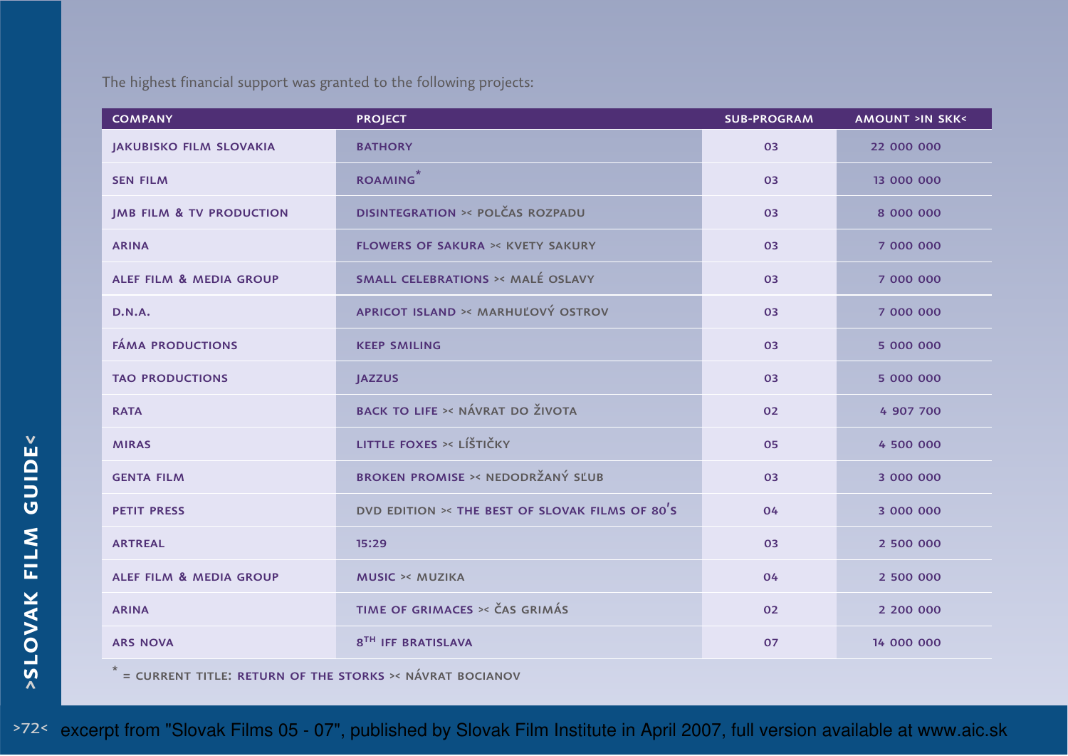The highest financial support was granted to the following projects:

| COMPANY | PROJECT | SUB-PROGRAM | AMOUNT >IN SKK< |
|---|---|---|---|
| JAKUBISKO FILM SLOVAKIA | BATHORY | 03 | 22 000 000 |
| SEN FILM | ROAMING* | 03 | 13 000 000 |
| JMB FILM & TV PRODUCTION | DISINTEGRATION >< POLČAS ROZPADU | 03 | 8 000 000 |
| ARINA | FLOWERS OF SAKURA >< KVETY SAKURY | 03 | 7 000 000 |
| ALEF FILM & MEDIA GROUP | SMALL CELEBRATIONS >< MALÉ OSLAVY | 03 | 7 000 000 |
| D.N.A. | APRICOT ISLAND >< MARHUĽOVÝ OSTROV | 03 | 7 000 000 |
| FÁMA PRODUCTIONS | KEEP SMILING | 03 | 5 000 000 |
| TAO PRODUCTIONS | JAZZUS | 03 | 5 000 000 |
| RATA | BACK TO LIFE >< NÁVRAT DO ŽIVOTA | 02 | 4 907 700 |
| MIRAS | LITTLE FOXES >< LÍŠTIČKY | 05 | 4 500 000 |
| GENTA FILM | BROKEN PROMISE >< NEDODRŽANÝ SĽUB | 03 | 3 000 000 |
| PETIT PRESS | DVD EDITION >< THE BEST OF SLOVAK FILMS OF 80'S | 04 | 3 000 000 |
| ARTREAL | 15:29 | 03 | 2 500 000 |
| ALEF FILM & MEDIA GROUP | MUSIC >< MUZIKA | 04 | 2 500 000 |
| ARINA | TIME OF GRIMACES >< ČAS GRIMÁS | 02 | 2 200 000 |
| ARS NOVA | 8TH IFF BRATISLAVA | 07 | 14 000 000 |

* = CURRENT TITLE: RETURN OF THE STORKS >< NÁVRAT BOCIANOV